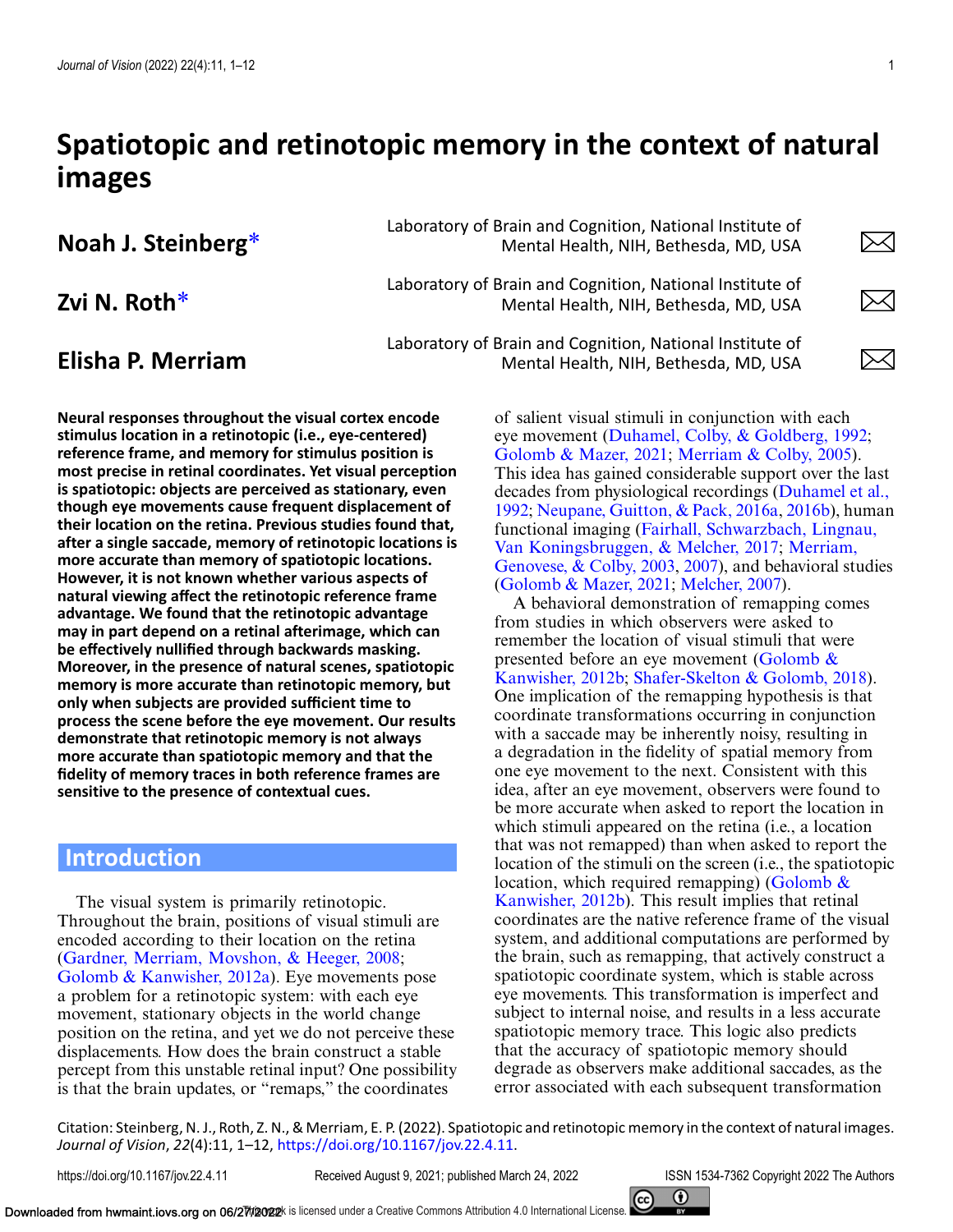# Spatiotopic and retinotopic memory in the context of natural images

**Noah J. Steinberg***
Laboratory of Brain and Cognition, National Institute of Mental Health, NIH, Bethesda, MD, USA

**Zvi N. Roth***
Laboratory of Brain and Cognition, National Institute of Mental Health, NIH, Bethesda, MD, USA

**Elisha P. Merriam**
Laboratory of Brain and Cognition, National Institute of Mental Health, NIH, Bethesda, MD, USA

**Neural responses throughout the visual cortex encode stimulus location in a retinotopic (i.e., eye-centered) reference frame, and memory for stimulus position is most precise in retinal coordinates. Yet visual perception is spatiotopic: objects are perceived as stationary, even though eye movements cause frequent displacement of their location on the retina. Previous studies found that, after a single saccade, memory of retinotopic locations is more accurate than memory of spatiotopic locations. However, it is not known whether various aspects of natural viewing affect the retinotopic reference frame advantage. We found that the retinotopic advantage may in part depend on a retinal afterimage, which can be effectively nullified through backwards masking. Moreover, in the presence of natural scenes, spatiotopic memory is more accurate than retinotopic memory, but only when subjects are provided sufficient time to process the scene before the eye movement. Our results demonstrate that retinotopic memory is not always more accurate than spatiotopic memory and that the fidelity of memory traces in both reference frames are sensitive to the presence of contextual cues.**

## Introduction

The visual system is primarily retinotopic. Throughout the brain, positions of visual stimuli are encoded according to their location on the retina (Gardner, Merriam, Movshon, & Heeger, 2008; Golomb & Kanwisher, 2012a). Eye movements pose a problem for a retinotopic system: with each eye movement, stationary objects in the world change position on the retina, and yet we do not perceive these displacements. How does the brain construct a stable percept from this unstable retinal input? One possibility is that the brain updates, or "remaps," the coordinates of salient visual stimuli in conjunction with each eye movement (Duhamel, Colby, & Goldberg, 1992; Golomb & Mazer, 2021; Merriam & Colby, 2005). This idea has gained considerable support over the last decades from physiological recordings (Duhamel et al., 1992; Neupane, Guitton, & Pack, 2016a, 2016b), human functional imaging (Fairhall, Schwarzbach, Lingnau, Van Koningsbruggen, & Melcher, 2017; Merriam, Genovese, & Colby, 2003, 2007), and behavioral studies (Golomb & Mazer, 2021; Melcher, 2007).

A behavioral demonstration of remapping comes from studies in which observers were asked to remember the location of visual stimuli that were presented before an eye movement (Golomb & Kanwisher, 2012b; Shafer-Skelton & Golomb, 2018). One implication of the remapping hypothesis is that coordinate transformations occurring in conjunction with a saccade may be inherently noisy, resulting in a degradation in the fidelity of spatial memory from one eye movement to the next. Consistent with this idea, after an eye movement, observers were found to be more accurate when asked to report the location in which stimuli appeared on the retina (i.e., a location that was not remapped) than when asked to report the location of the stimuli on the screen (i.e., the spatiotopic location, which required remapping) (Golomb & Kanwisher, 2012b). This result implies that retinal coordinates are the native reference frame of the visual system, and additional computations are performed by the brain, such as remapping, that actively construct a spatiotopic coordinate system, which is stable across eye movements. This transformation is imperfect and subject to internal noise, and results in a less accurate spatiotopic memory trace. This logic also predicts that the accuracy of spatiotopic memory should degrade as observers make additional saccades, as the error associated with each subsequent transformation

Citation: Steinberg, N. J., Roth, Z. N., & Merriam, E. P. (2022). Spatiotopic and retinotopic memory in the context of natural images. *Journal of Vision*, *22*(4):11, 1–12, https://doi.org/10.1167/jov.22.4.11.

https://doi.org/10.1167/jov.22.4.11 Received August 9, 2021; published March 24, 2022 ISSN 1534-7362 Copyright 2022 The Authors

This work is licensed under a Creative Commons Attribution 4.0 International License.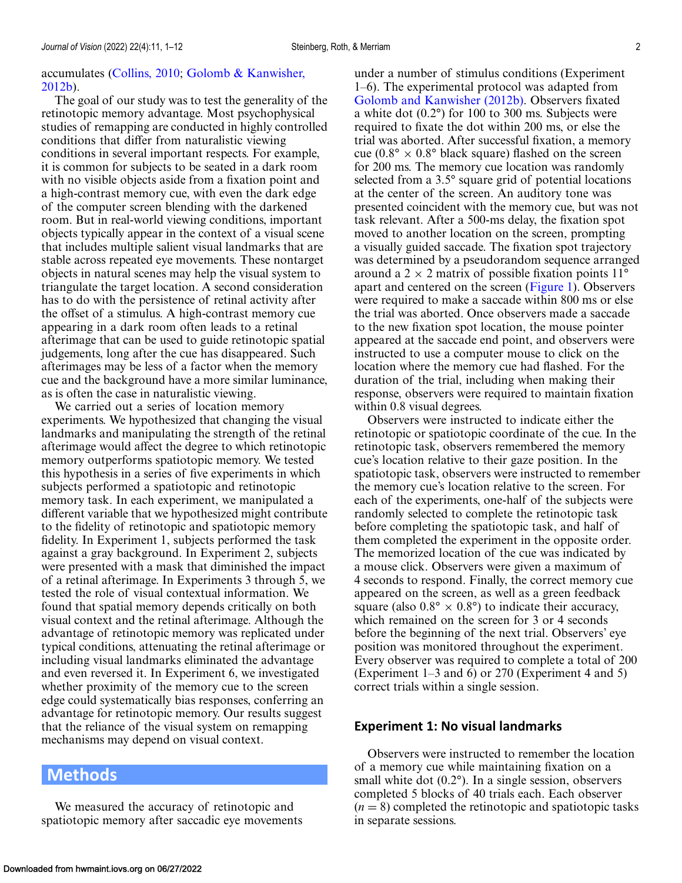accumulates (Collins, 2010; Golomb & Kanwisher, 2012b).

The goal of our study was to test the generality of the retinotopic memory advantage. Most psychophysical studies of remapping are conducted in highly controlled conditions that differ from naturalistic viewing conditions in several important respects. For example, it is common for subjects to be seated in a dark room with no visible objects aside from a fixation point and a high-contrast memory cue, with even the dark edge of the computer screen blending with the darkened room. But in real-world viewing conditions, important objects typically appear in the context of a visual scene that includes multiple salient visual landmarks that are stable across repeated eye movements. These nontarget objects in natural scenes may help the visual system to triangulate the target location. A second consideration has to do with the persistence of retinal activity after the offset of a stimulus. A high-contrast memory cue appearing in a dark room often leads to a retinal afterimage that can be used to guide retinotopic spatial judgements, long after the cue has disappeared. Such afterimages may be less of a factor when the memory cue and the background have a more similar luminance, as is often the case in naturalistic viewing.

We carried out a series of location memory experiments. We hypothesized that changing the visual landmarks and manipulating the strength of the retinal afterimage would affect the degree to which retinotopic memory outperforms spatiotopic memory. We tested this hypothesis in a series of five experiments in which subjects performed a spatiotopic and retinotopic memory task. In each experiment, we manipulated a different variable that we hypothesized might contribute to the fidelity of retinotopic and spatiotopic memory fidelity. In Experiment 1, subjects performed the task against a gray background. In Experiment 2, subjects were presented with a mask that diminished the impact of a retinal afterimage. In Experiments 3 through 5, we tested the role of visual contextual information. We found that spatial memory depends critically on both visual context and the retinal afterimage. Although the advantage of retinotopic memory was replicated under typical conditions, attenuating the retinal afterimage or including visual landmarks eliminated the advantage and even reversed it. In Experiment 6, we investigated whether proximity of the memory cue to the screen edge could systematically bias responses, conferring an advantage for retinotopic memory. Our results suggest that the reliance of the visual system on remapping mechanisms may depend on visual context.

# Methods

We measured the accuracy of retinotopic and spatiotopic memory after saccadic eye movements under a number of stimulus conditions (Experiment 1–6). The experimental protocol was adapted from Golomb and Kanwisher (2012b). Observers fixated a white dot (0.2°) for 100 to 300 ms. Subjects were required to fixate the dot within 200 ms, or else the trial was aborted. After successful fixation, a memory cue (0.8° × 0.8° black square) flashed on the screen for 200 ms. The memory cue location was randomly selected from a 3.5° square grid of potential locations at the center of the screen. An auditory tone was presented coincident with the memory cue, but was not task relevant. After a 500-ms delay, the fixation spot moved to another location on the screen, prompting a visually guided saccade. The fixation spot trajectory was determined by a pseudorandom sequence arranged around a 2 × 2 matrix of possible fixation points 11° apart and centered on the screen (Figure 1). Observers were required to make a saccade within 800 ms or else the trial was aborted. Once observers made a saccade to the new fixation spot location, the mouse pointer appeared at the saccade end point, and observers were instructed to use a computer mouse to click on the location where the memory cue had flashed. For the duration of the trial, including when making their response, observers were required to maintain fixation within 0.8 visual degrees.

Observers were instructed to indicate either the retinotopic or spatiotopic coordinate of the cue. In the retinotopic task, observers remembered the memory cue's location relative to their gaze position. In the spatiotopic task, observers were instructed to remember the memory cue's location relative to the screen. For each of the experiments, one-half of the subjects were randomly selected to complete the retinotopic task before completing the spatiotopic task, and half of them completed the experiment in the opposite order. The memorized location of the cue was indicated by a mouse click. Observers were given a maximum of 4 seconds to respond. Finally, the correct memory cue appeared on the screen, as well as a green feedback square (also 0.8° × 0.8°) to indicate their accuracy, which remained on the screen for 3 or 4 seconds before the beginning of the next trial. Observers' eye position was monitored throughout the experiment. Every observer was required to complete a total of 200 (Experiment 1–3 and 6) or 270 (Experiment 4 and 5) correct trials within a single session.

## Experiment 1: No visual landmarks

Observers were instructed to remember the location of a memory cue while maintaining fixation on a small white dot (0.2°). In a single session, observers completed 5 blocks of 40 trials each. Each observer ($n = 8$) completed the retinotopic and spatiotopic tasks in separate sessions.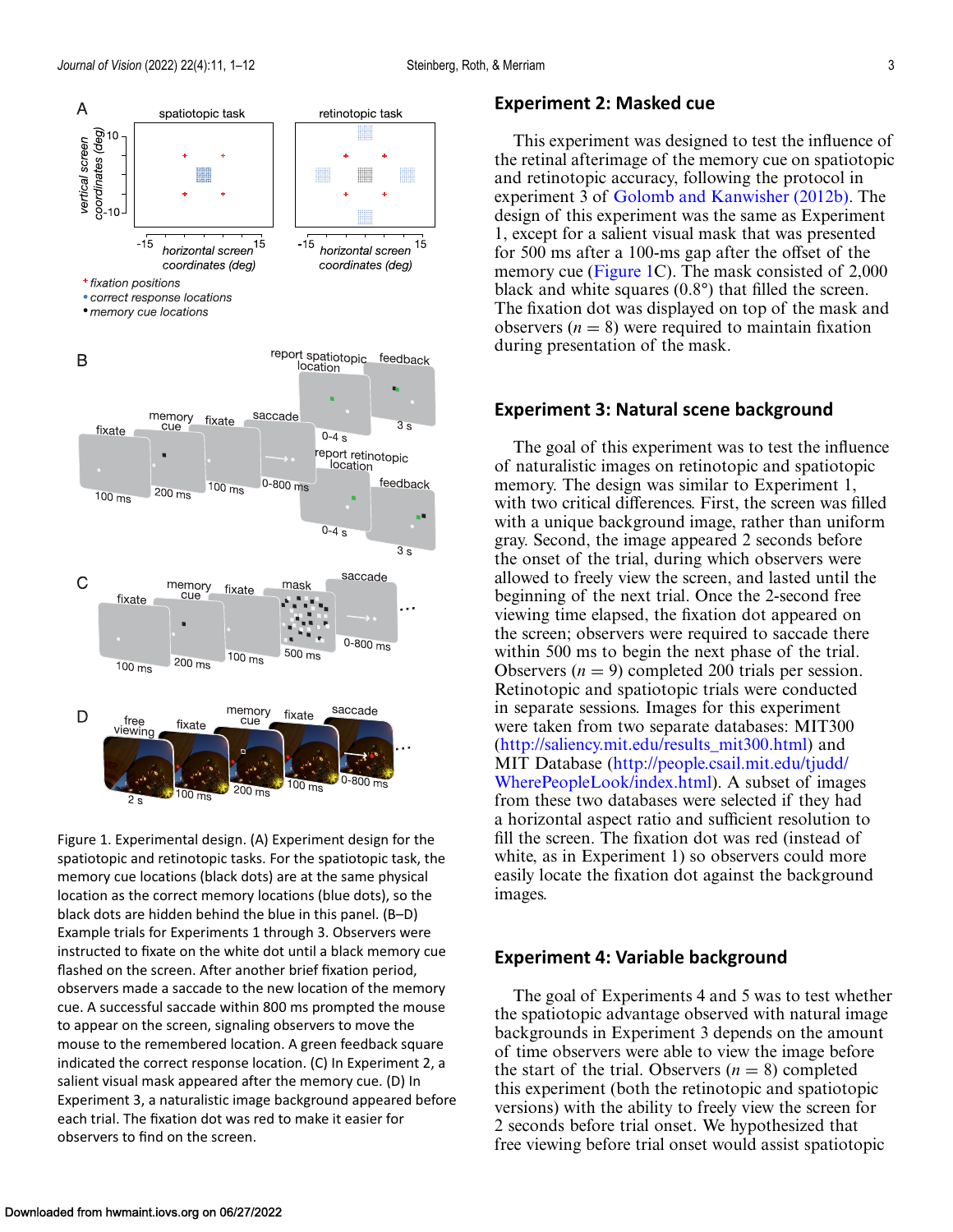Figure 1. Experimental design. (A) Experiment design for the spatiotopic and retinotopic tasks. For the spatiotopic task, the memory cue locations (black dots) are at the same physical location as the correct memory locations (blue dots), so the black dots are hidden behind the blue in this panel. (B–D) Example trials for Experiments 1 through 3. Observers were instructed to fixate on the white dot until a black memory cue flashed on the screen. After another brief fixation period, observers made a saccade to the new location of the memory cue. A successful saccade within 800 ms prompted the mouse to appear on the screen, signaling observers to move the mouse to the remembered location. A green feedback square indicated the correct response location. (C) In Experiment 2, a salient visual mask appeared after the memory cue. (D) In Experiment 3, a naturalistic image background appeared before each trial. The fixation dot was red to make it easier for observers to find on the screen.

## Experiment 2: Masked cue

This experiment was designed to test the influence of the retinal afterimage of the memory cue on spatiotopic and retinotopic accuracy, following the protocol in experiment 3 of Golomb and Kanwisher (2012b). The design of this experiment was the same as Experiment 1, except for a salient visual mask that was presented for 500 ms after a 100-ms gap after the offset of the memory cue (Figure 1C). The mask consisted of 2,000 black and white squares (0.8°) that filled the screen. The fixation dot was displayed on top of the mask and observers ($n = 8$) were required to maintain fixation during presentation of the mask.

## Experiment 3: Natural scene background

The goal of this experiment was to test the influence of naturalistic images on retinotopic and spatiotopic memory. The design was similar to Experiment 1, with two critical differences. First, the screen was filled with a unique background image, rather than uniform gray. Second, the image appeared 2 seconds before the onset of the trial, during which observers were allowed to freely view the screen, and lasted until the beginning of the next trial. Once the 2-second free viewing time elapsed, the fixation dot appeared on the screen; observers were required to saccade there within 500 ms to begin the next phase of the trial. Observers ($n = 9$) completed 200 trials per session. Retinotopic and spatiotopic trials were conducted in separate sessions. Images for this experiment were taken from two separate databases: MIT300 (http://saliency.mit.edu/results_mit300.html) and MIT Database (http://people.csail.mit.edu/tjudd/WherePeopleLook/index.html). A subset of images from these two databases were selected if they had a horizontal aspect ratio and sufficient resolution to fill the screen. The fixation dot was red (instead of white, as in Experiment 1) so observers could more easily locate the fixation dot against the background images.

## Experiment 4: Variable background

The goal of Experiments 4 and 5 was to test whether the spatiotopic advantage observed with natural image backgrounds in Experiment 3 depends on the amount of time observers were able to view the image before the start of the trial. Observers ($n = 8$) completed this experiment (both the retinotopic and spatiotopic versions) with the ability to freely view the screen for 2 seconds before trial onset. We hypothesized that free viewing before trial onset would assist spatiotopic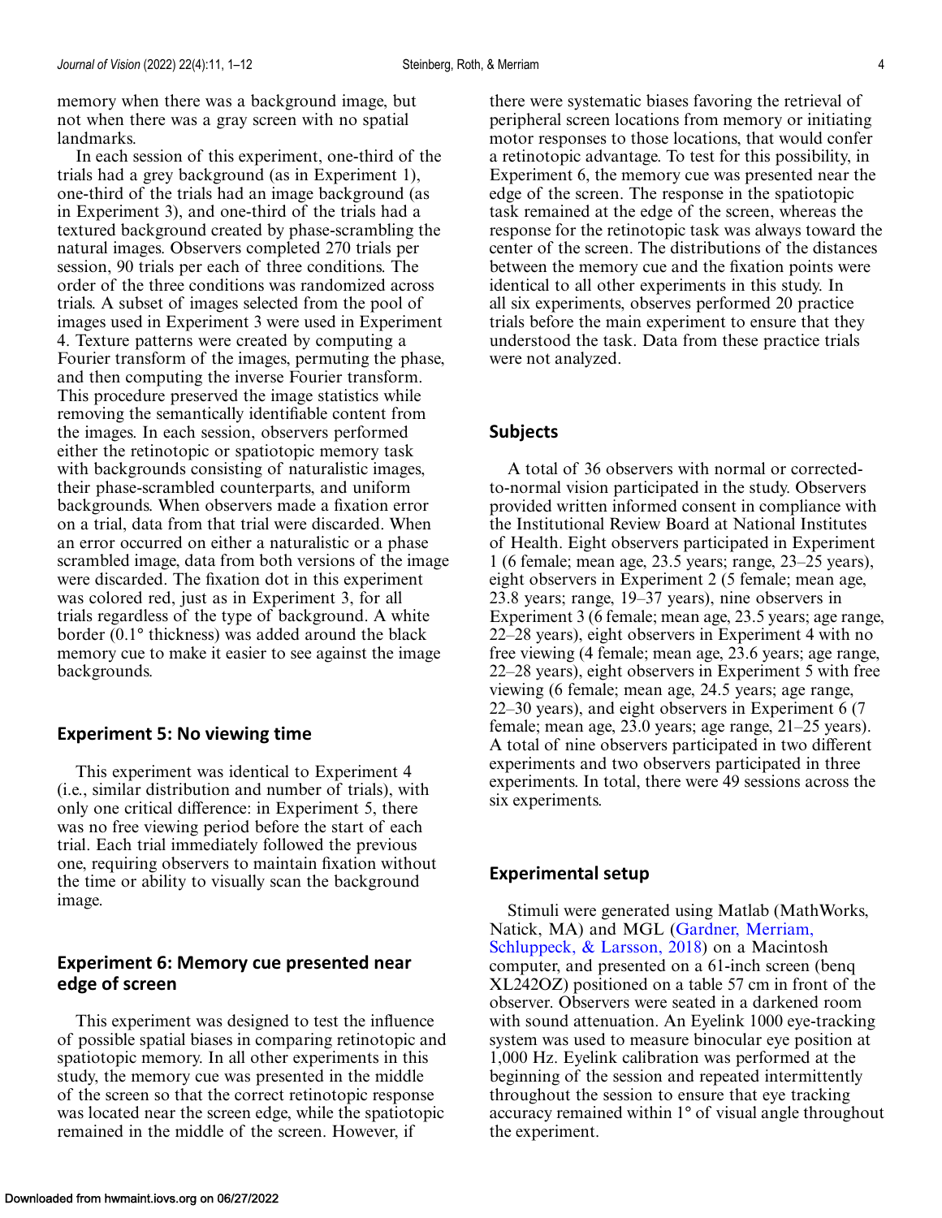memory when there was a background image, but not when there was a gray screen with no spatial landmarks.

In each session of this experiment, one-third of the trials had a grey background (as in Experiment 1), one-third of the trials had an image background (as in Experiment 3), and one-third of the trials had a textured background created by phase-scrambling the natural images. Observers completed 270 trials per session, 90 trials per each of three conditions. The order of the three conditions was randomized across trials. A subset of images selected from the pool of images used in Experiment 3 were used in Experiment 4. Texture patterns were created by computing a Fourier transform of the images, permuting the phase, and then computing the inverse Fourier transform. This procedure preserved the image statistics while removing the semantically identifiable content from the images. In each session, observers performed either the retinotopic or spatiotopic memory task with backgrounds consisting of naturalistic images, their phase-scrambled counterparts, and uniform backgrounds. When observers made a fixation error on a trial, data from that trial were discarded. When an error occurred on either a naturalistic or a phase scrambled image, data from both versions of the image were discarded. The fixation dot in this experiment was colored red, just as in Experiment 3, for all trials regardless of the type of background. A white border (0.1° thickness) was added around the black memory cue to make it easier to see against the image backgrounds.

## Experiment 5: No viewing time

This experiment was identical to Experiment 4 (i.e., similar distribution and number of trials), with only one critical difference: in Experiment 5, there was no free viewing period before the start of each trial. Each trial immediately followed the previous one, requiring observers to maintain fixation without the time or ability to visually scan the background image.

## Experiment 6: Memory cue presented near edge of screen

This experiment was designed to test the influence of possible spatial biases in comparing retinotopic and spatiotopic memory. In all other experiments in this study, the memory cue was presented in the middle of the screen so that the correct retinotopic response was located near the screen edge, while the spatiotopic remained in the middle of the screen. However, if there were systematic biases favoring the retrieval of peripheral screen locations from memory or initiating motor responses to those locations, that would confer a retinotopic advantage. To test for this possibility, in Experiment 6, the memory cue was presented near the edge of the screen. The response in the spatiotopic task remained at the edge of the screen, whereas the response for the retinotopic task was always toward the center of the screen. The distributions of the distances between the memory cue and the fixation points were identical to all other experiments in this study. In all six experiments, observes performed 20 practice trials before the main experiment to ensure that they understood the task. Data from these practice trials were not analyzed.

## Subjects

A total of 36 observers with normal or corrected-to-normal vision participated in the study. Observers provided written informed consent in compliance with the Institutional Review Board at National Institutes of Health. Eight observers participated in Experiment 1 (6 female; mean age, 23.5 years; range, 23–25 years), eight observers in Experiment 2 (5 female; mean age, 23.8 years; range, 19–37 years), nine observers in Experiment 3 (6 female; mean age, 23.5 years; age range, 22–28 years), eight observers in Experiment 4 with no free viewing (4 female; mean age, 23.6 years; age range, 22–28 years), eight observers in Experiment 5 with free viewing (6 female; mean age, 24.5 years; age range, 22–30 years), and eight observers in Experiment 6 (7 female; mean age, 23.0 years; age range, 21–25 years). A total of nine observers participated in two different experiments and two observers participated in three experiments. In total, there were 49 sessions across the six experiments.

## Experimental setup

Stimuli were generated using Matlab (MathWorks, Natick, MA) and MGL (Gardner, Merriam, Schluppeck, & Larsson, 2018) on a Macintosh computer, and presented on a 61-inch screen (benq XL242OZ) positioned on a table 57 cm in front of the observer. Observers were seated in a darkened room with sound attenuation. An Eyelink 1000 eye-tracking system was used to measure binocular eye position at 1,000 Hz. Eyelink calibration was performed at the beginning of the session and repeated intermittently throughout the session to ensure that eye tracking accuracy remained within 1° of visual angle throughout the experiment.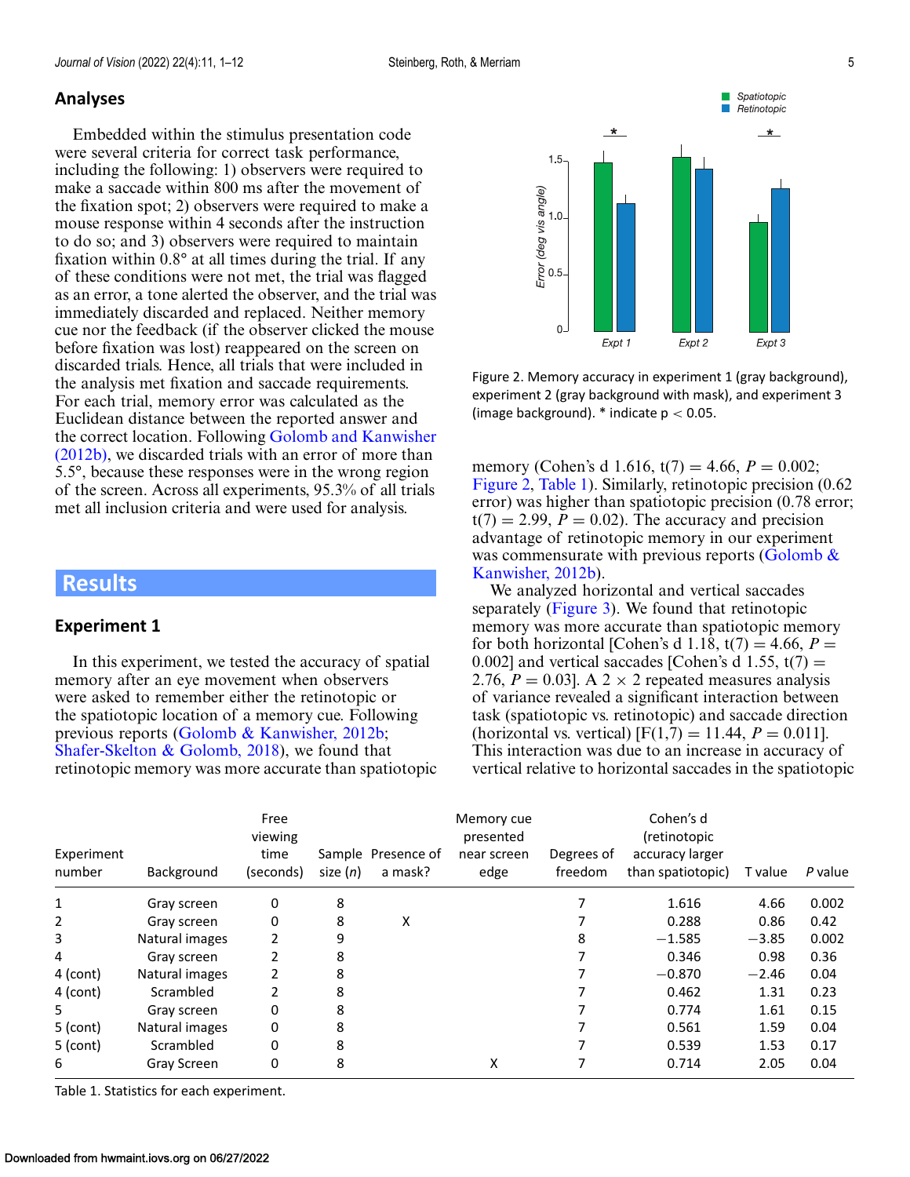## Analyses

Embedded within the stimulus presentation code were several criteria for correct task performance, including the following: 1) observers were required to make a saccade within 800 ms after the movement of the fixation spot; 2) observers were required to make a mouse response within 4 seconds after the instruction to do so; and 3) observers were required to maintain fixation within 0.8° at all times during the trial. If any of these conditions were not met, the trial was flagged as an error, a tone alerted the observer, and the trial was immediately discarded and replaced. Neither memory cue nor the feedback (if the observer clicked the mouse before fixation was lost) reappeared on the screen on discarded trials. Hence, all trials that were included in the analysis met fixation and saccade requirements. For each trial, memory error was calculated as the Euclidean distance between the reported answer and the correct location. Following Golomb and Kanwisher (2012b), we discarded trials with an error of more than 5.5°, because these responses were in the wrong region of the screen. Across all experiments, 95.3% of all trials met all inclusion criteria and were used for analysis.

# Results

## Experiment 1

In this experiment, we tested the accuracy of spatial memory after an eye movement when observers were asked to remember either the retinotopic or the spatiotopic location of a memory cue. Following previous reports (Golomb & Kanwisher, 2012b; Shafer-Skelton & Golomb, 2018), we found that retinotopic memory was more accurate than spatiotopic memory (Cohen's d 1.616, $t(7) = 4.66$, $P = 0.002$; Figure 2, Table 1). Similarly, retinotopic precision (0.62 error) was higher than spatiotopic precision (0.78 error; $t(7) = 2.99$, $P = 0.02$). The accuracy and precision advantage of retinotopic memory in our experiment was commensurate with previous reports (Golomb & Kanwisher, 2012b).

Figure 2. Memory accuracy in experiment 1 (gray background), experiment 2 (gray background with mask), and experiment 3 (image background). * indicate $p < 0.05$.

We analyzed horizontal and vertical saccades separately (Figure 3). We found that retinotopic memory was more accurate than spatiotopic memory for both horizontal [Cohen's d 1.18, $t(7) = 4.66$, $P = 0.002$] and vertical saccades [Cohen's d 1.55, $t(7) = 2.76$, $P = 0.03$]. A 2 × 2 repeated measures analysis of variance revealed a significant interaction between task (spatiotopic vs. retinotopic) and saccade direction (horizontal vs. vertical) [$F(1,7) = 11.44$, $P = 0.011$]. This interaction was due to an increase in accuracy of vertical relative to horizontal saccades in the spatiotopic

| Experiment number | Background | Free viewing time (seconds) | Sample size ($n$) | Presence of a mask? | Memory cue presented near screen edge | Degrees of freedom | Cohen's d (retinotopic accuracy larger than spatiotopic) | T value | $P$ value |
|---|---|---|---|---|---|---|---|---|---|
| 1 | Gray screen | 0 | 8 | | | 7 | 1.616 | 4.66 | 0.002 |
| 2 | Gray screen | 0 | 8 | X | | 7 | 0.288 | 0.86 | 0.42 |
| 3 | Natural images | 2 | 9 | | | 8 | −1.585 | −3.85 | 0.002 |
| 4 | Gray screen | 2 | 8 | | | 7 | 0.346 | 0.98 | 0.36 |
| 4 (cont) | Natural images | 2 | 8 | | | 7 | −0.870 | −2.46 | 0.04 |
| 4 (cont) | Scrambled | 2 | 8 | | | 7 | 0.462 | 1.31 | 0.23 |
| 5 | Gray screen | 0 | 8 | | | 7 | 0.774 | 1.61 | 0.15 |
| 5 (cont) | Natural images | 0 | 8 | | | 7 | 0.561 | 1.59 | 0.04 |
| 5 (cont) | Scrambled | 0 | 8 | | | 7 | 0.539 | 1.53 | 0.17 |
| 6 | Gray Screen | 0 | 8 | | X | 7 | 0.714 | 2.05 | 0.04 |

Table 1. Statistics for each experiment.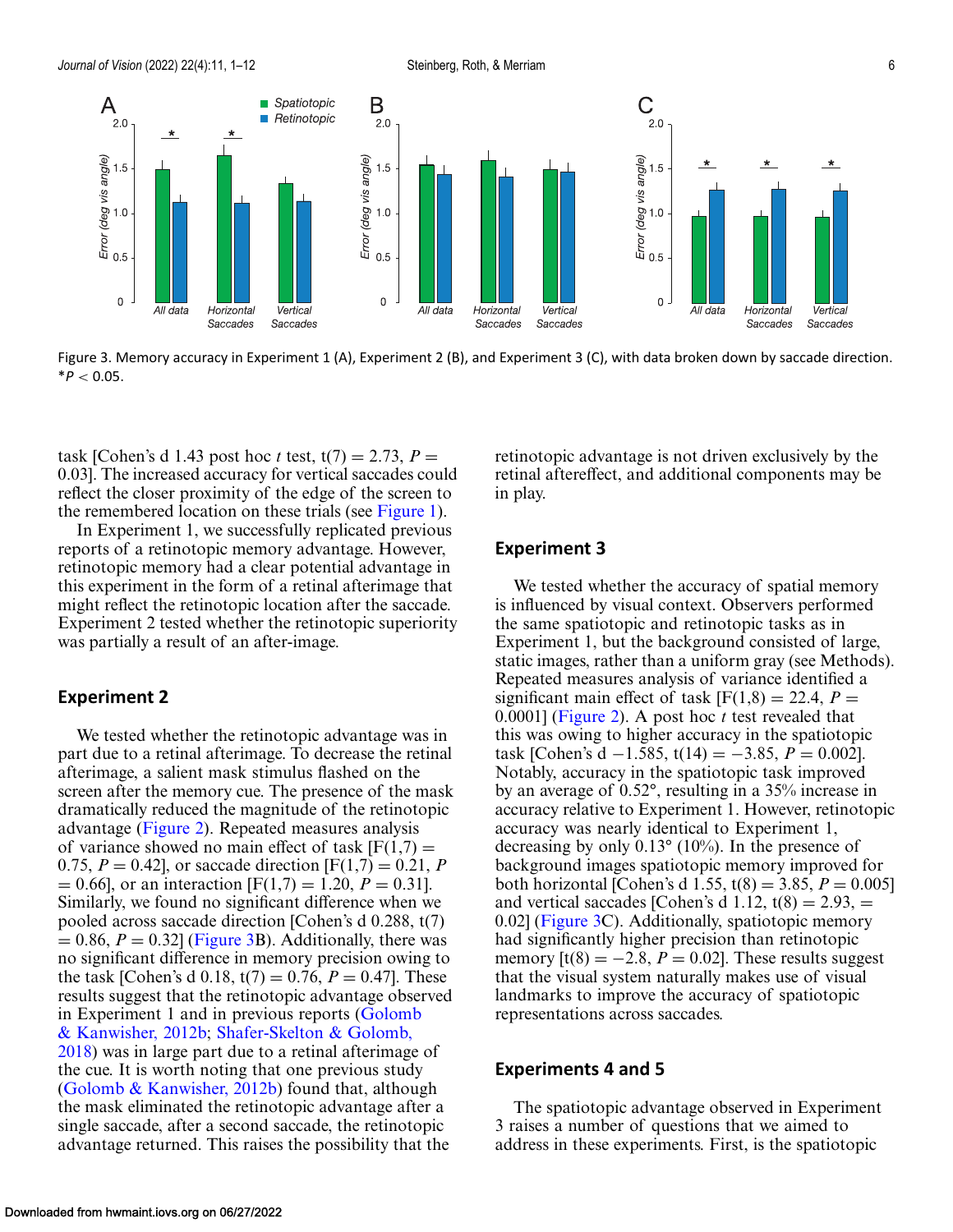Figure 3. Memory accuracy in Experiment 1 (A), Experiment 2 (B), and Experiment 3 (C), with data broken down by saccade direction. *$P < 0.05$.

task [Cohen's d 1.43 post hoc *t* test, $t(7) = 2.73$, $P = 0.03$]. The increased accuracy for vertical saccades could reflect the closer proximity of the edge of the screen to the remembered location on these trials (see Figure 1).

In Experiment 1, we successfully replicated previous reports of a retinotopic memory advantage. However, retinotopic memory had a clear potential advantage in this experiment in the form of a retinal afterimage that might reflect the retinotopic location after the saccade. Experiment 2 tested whether the retinotopic superiority was partially a result of an after-image.

## Experiment 2

We tested whether the retinotopic advantage was in part due to a retinal afterimage. To decrease the retinal afterimage, a salient mask stimulus flashed on the screen after the memory cue. The presence of the mask dramatically reduced the magnitude of the retinotopic advantage (Figure 2). Repeated measures analysis of variance showed no main effect of task [$F(1,7) = 0.75$, $P = 0.42$], or saccade direction [$F(1,7) = 0.21$, $P = 0.66$], or an interaction [$F(1,7) = 1.20$, $P = 0.31$]. Similarly, we found no significant difference when we pooled across saccade direction [Cohen's d 0.288, $t(7) = 0.86$, $P = 0.32$] (Figure 3B). Additionally, there was no significant difference in memory precision owing to the task [Cohen's d 0.18, $t(7) = 0.76$, $P = 0.47$]. These results suggest that the retinotopic advantage observed in Experiment 1 and in previous reports (Golomb & Kanwisher, 2012b; Shafer-Skelton & Golomb, 2018) was in large part due to a retinal afterimage of the cue. It is worth noting that one previous study (Golomb & Kanwisher, 2012b) found that, although the mask eliminated the retinotopic advantage after a single saccade, after a second saccade, the retinotopic advantage returned. This raises the possibility that the retinotopic advantage is not driven exclusively by the retinal aftereffect, and additional components may be in play.

## Experiment 3

We tested whether the accuracy of spatial memory is influenced by visual context. Observers performed the same spatiotopic and retinotopic tasks as in Experiment 1, but the background consisted of large, static images, rather than a uniform gray (see Methods). Repeated measures analysis of variance identified a significant main effect of task [$F(1,8) = 22.4$, $P = 0.0001$] (Figure 2). A post hoc *t* test revealed that this was owing to higher accuracy in the spatiotopic task [Cohen's d −1.585, $t(14) = -3.85$, $P = 0.002$]. Notably, accuracy in the spatiotopic task improved by an average of 0.52°, resulting in a 35% increase in accuracy relative to Experiment 1. However, retinotopic accuracy was nearly identical to Experiment 1, decreasing by only 0.13° (10%). In the presence of background images spatiotopic memory improved for both horizontal [Cohen's d 1.55, $t(8) = 3.85$, $P = 0.005$] and vertical saccades [Cohen's d 1.12, $t(8) = 2.93$, $= 0.02$] (Figure 3C). Additionally, spatiotopic memory had significantly higher precision than retinotopic memory [$t(8) = -2.8$, $P = 0.02$]. These results suggest that the visual system naturally makes use of visual landmarks to improve the accuracy of spatiotopic representations across saccades.

## Experiments 4 and 5

The spatiotopic advantage observed in Experiment 3 raises a number of questions that we aimed to address in these experiments. First, is the spatiotopic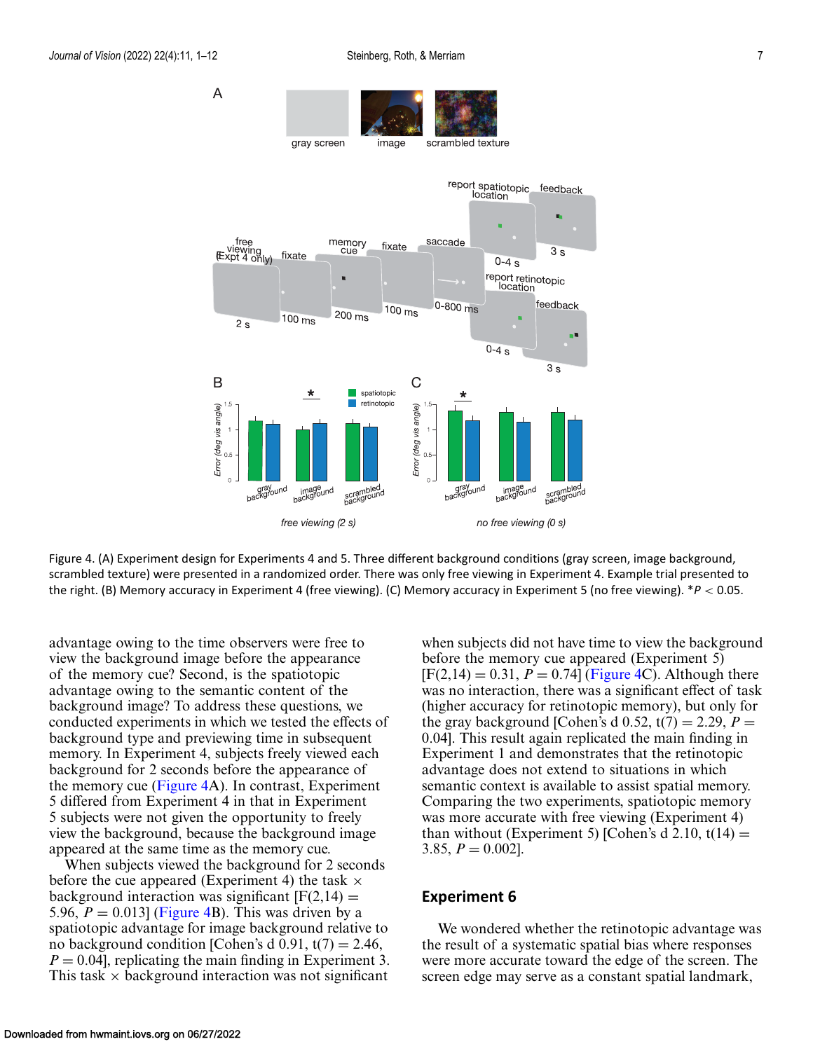Figure 4. (A) Experiment design for Experiments 4 and 5. Three different background conditions (gray screen, image background, scrambled texture) were presented in a randomized order. There was only free viewing in Experiment 4. Example trial presented to the right. (B) Memory accuracy in Experiment 4 (free viewing). (C) Memory accuracy in Experiment 5 (no free viewing). *$P < 0.05$.

advantage owing to the time observers were free to view the background image before the appearance of the memory cue? Second, is the spatiotopic advantage owing to the semantic content of the background image? To address these questions, we conducted experiments in which we tested the effects of background type and previewing time in subsequent memory. In Experiment 4, subjects freely viewed each background for 2 seconds before the appearance of the memory cue (Figure 4A). In contrast, Experiment 5 differed from Experiment 4 in that in Experiment 5 subjects were not given the opportunity to freely view the background, because the background image appeared at the same time as the memory cue.

When subjects viewed the background for 2 seconds before the cue appeared (Experiment 4) the task × background interaction was significant [$F(2,14) = 5.96$, $P = 0.013$] (Figure 4B). This was driven by a spatiotopic advantage for image background relative to no background condition [Cohen's d 0.91, $t(7) = 2.46$, $P = 0.04$], replicating the main finding in Experiment 3. This task × background interaction was not significant when subjects did not have time to view the background before the memory cue appeared (Experiment 5) [$F(2,14) = 0.31$, $P = 0.74$] (Figure 4C). Although there was no interaction, there was a significant effect of task (higher accuracy for retinotopic memory), but only for the gray background [Cohen's d 0.52, $t(7) = 2.29$, $P = 0.04$]. This result again replicated the main finding in Experiment 1 and demonstrates that the retinotopic advantage does not extend to situations in which semantic context is available to assist spatial memory. Comparing the two experiments, spatiotopic memory was more accurate with free viewing (Experiment 4) than without (Experiment 5) [Cohen's d 2.10, $t(14) = 3.85$, $P = 0.002$].

## Experiment 6

We wondered whether the retinotopic advantage was the result of a systematic spatial bias where responses were more accurate toward the edge of the screen. The screen edge may serve as a constant spatial landmark,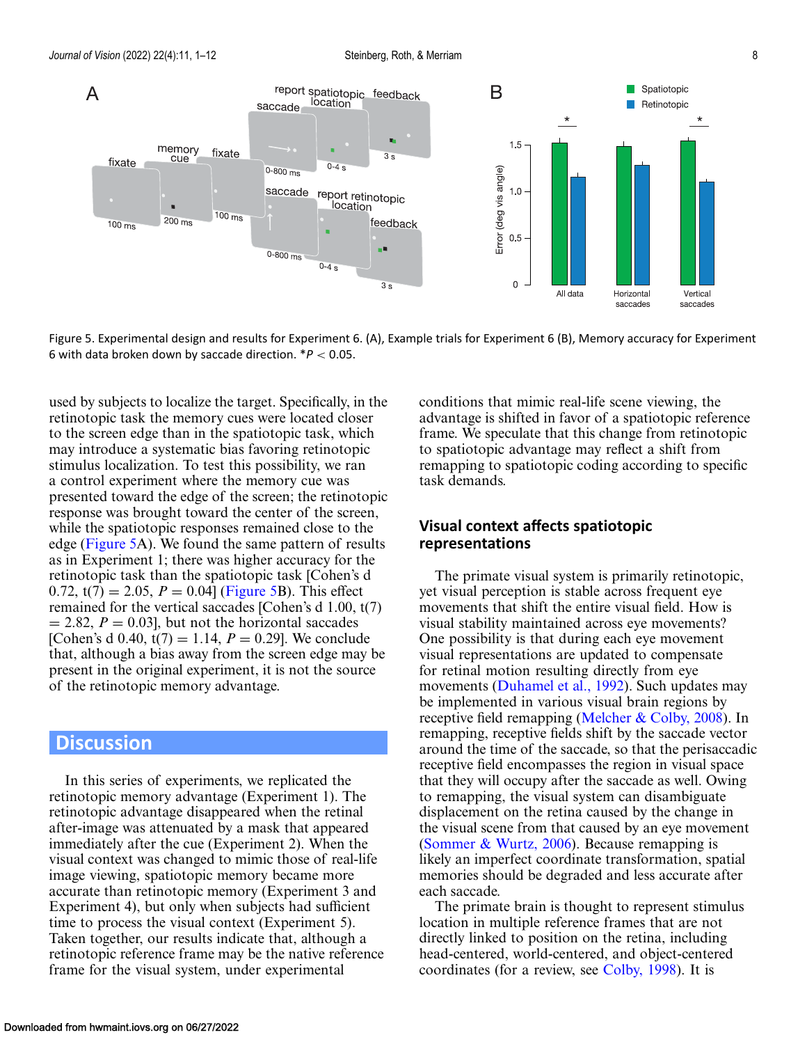Figure 5. Experimental design and results for Experiment 6. (A), Example trials for Experiment 6 (B), Memory accuracy for Experiment 6 with data broken down by saccade direction. $*P < 0.05$.

used by subjects to localize the target. Specifically, in the retinotopic task the memory cues were located closer to the screen edge than in the spatiotopic task, which may introduce a systematic bias favoring retinotopic stimulus localization. To test this possibility, we ran a control experiment where the memory cue was presented toward the edge of the screen; the retinotopic response was brought toward the center of the screen, while the spatiotopic responses remained close to the edge (Figure 5A). We found the same pattern of results as in Experiment 1; there was higher accuracy for the retinotopic task than the spatiotopic task [Cohen's d 0.72, $t(7) = 2.05$, $P = 0.04$] (Figure 5B). This effect remained for the vertical saccades [Cohen's d 1.00, $t(7) = 2.82$, $P = 0.03$], but not the horizontal saccades [Cohen's d 0.40, $t(7) = 1.14$, $P = 0.29$]. We conclude that, although a bias away from the screen edge may be present in the original experiment, it is not the source of the retinotopic memory advantage.

## Discussion

In this series of experiments, we replicated the retinotopic memory advantage (Experiment 1). The retinotopic advantage disappeared when the retinal after-image was attenuated by a mask that appeared immediately after the cue (Experiment 2). When the visual context was changed to mimic those of real-life image viewing, spatiotopic memory became more accurate than retinotopic memory (Experiment 3 and Experiment 4), but only when subjects had sufficient time to process the visual context (Experiment 5). Taken together, our results indicate that, although a retinotopic reference frame may be the native reference frame for the visual system, under experimental conditions that mimic real-life scene viewing, the advantage is shifted in favor of a spatiotopic reference frame. We speculate that this change from retinotopic to spatiotopic advantage may reflect a shift from remapping to spatiotopic coding according to specific task demands.

### Visual context affects spatiotopic representations

The primate visual system is primarily retinotopic, yet visual perception is stable across frequent eye movements that shift the entire visual field. How is visual stability maintained across eye movements? One possibility is that during each eye movement visual representations are updated to compensate for retinal motion resulting directly from eye movements (Duhamel et al., 1992). Such updates may be implemented in various visual brain regions by receptive field remapping (Melcher & Colby, 2008). In remapping, receptive fields shift by the saccade vector around the time of the saccade, so that the perisaccadic receptive field encompasses the region in visual space that they will occupy after the saccade as well. Owing to remapping, the visual system can disambiguate displacement on the retina caused by the change in the visual scene from that caused by an eye movement (Sommer & Wurtz, 2006). Because remapping is likely an imperfect coordinate transformation, spatial memories should be degraded and less accurate after each saccade.

The primate brain is thought to represent stimulus location in multiple reference frames that are not directly linked to position on the retina, including head-centered, world-centered, and object-centered coordinates (for a review, see Colby, 1998). It is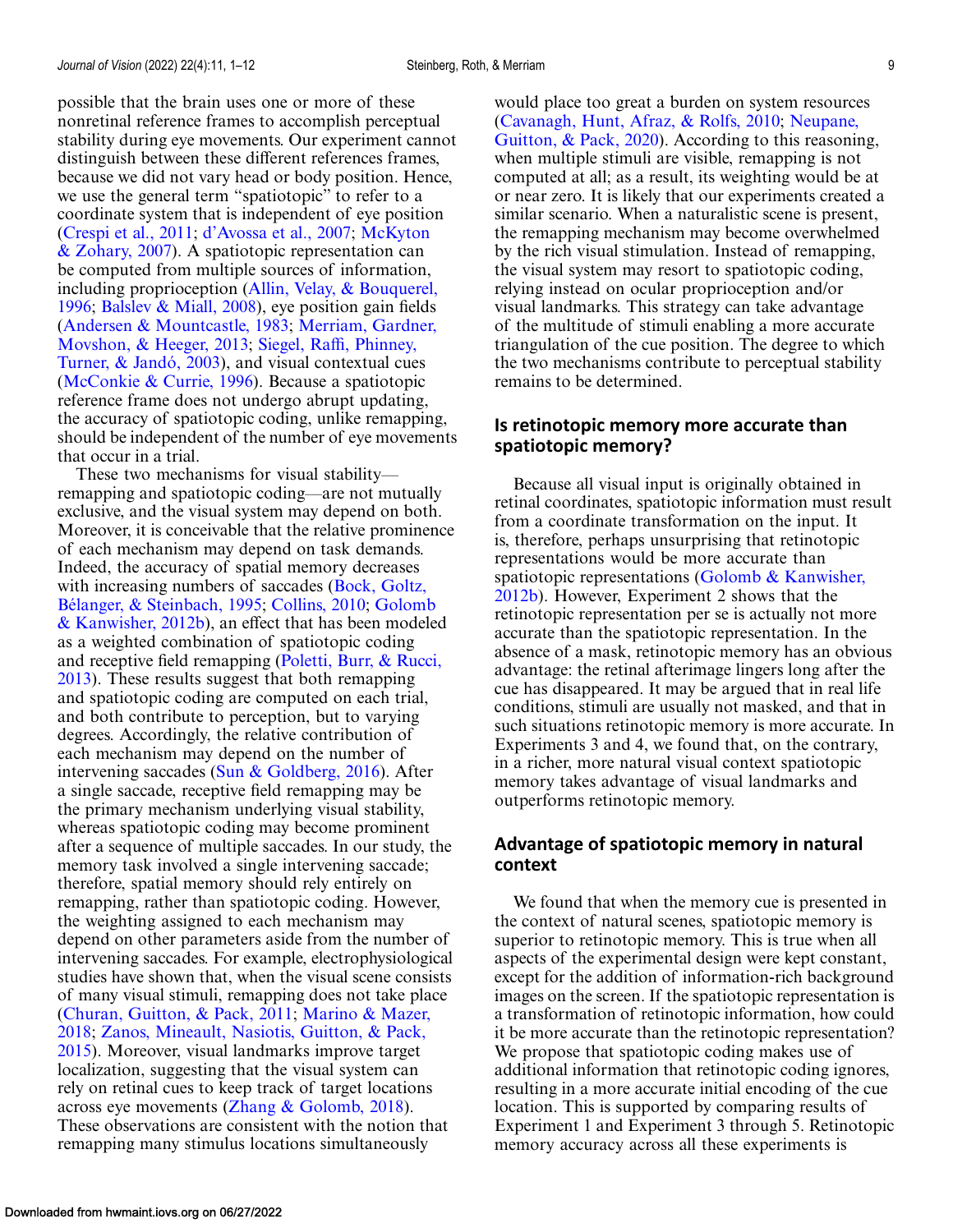possible that the brain uses one or more of these nonretinal reference frames to accomplish perceptual stability during eye movements. Our experiment cannot distinguish between these different references frames, because we did not vary head or body position. Hence, we use the general term "spatiotopic" to refer to a coordinate system that is independent of eye position (Crespi et al., 2011; d'Avossa et al., 2007; McKyton & Zohary, 2007). A spatiotopic representation can be computed from multiple sources of information, including proprioception (Allin, Velay, & Bouquerel, 1996; Balslev & Miall, 2008), eye position gain fields (Andersen & Mountcastle, 1983; Merriam, Gardner, Movshon, & Heeger, 2013; Siegel, Raffi, Phinney, Turner, & Jandó, 2003), and visual contextual cues (McConkie & Currie, 1996). Because a spatiotopic reference frame does not undergo abrupt updating, the accuracy of spatiotopic coding, unlike remapping, should be independent of the number of eye movements that occur in a trial.

These two mechanisms for visual stability—remapping and spatiotopic coding—are not mutually exclusive, and the visual system may depend on both. Moreover, it is conceivable that the relative prominence of each mechanism may depend on task demands. Indeed, the accuracy of spatial memory decreases with increasing numbers of saccades (Bock, Goltz, Bélanger, & Steinbach, 1995; Collins, 2010; Golomb & Kanwisher, 2012b), an effect that has been modeled as a weighted combination of spatiotopic coding and receptive field remapping (Poletti, Burr, & Rucci, 2013). These results suggest that both remapping and spatiotopic coding are computed on each trial, and both contribute to perception, but to varying degrees. Accordingly, the relative contribution of each mechanism may depend on the number of intervening saccades (Sun & Goldberg, 2016). After a single saccade, receptive field remapping may be the primary mechanism underlying visual stability, whereas spatiotopic coding may become prominent after a sequence of multiple saccades. In our study, the memory task involved a single intervening saccade; therefore, spatial memory should rely entirely on remapping, rather than spatiotopic coding. However, the weighting assigned to each mechanism may depend on other parameters aside from the number of intervening saccades. For example, electrophysiological studies have shown that, when the visual scene consists of many visual stimuli, remapping does not take place (Churan, Guitton, & Pack, 2011; Marino & Mazer, 2018; Zanos, Mineault, Nasiotis, Guitton, & Pack, 2015). Moreover, visual landmarks improve target localization, suggesting that the visual system can rely on retinal cues to keep track of target locations across eye movements (Zhang & Golomb, 2018). These observations are consistent with the notion that remapping many stimulus locations simultaneously would place too great a burden on system resources (Cavanagh, Hunt, Afraz, & Rolfs, 2010; Neupane, Guitton, & Pack, 2020). According to this reasoning, when multiple stimuli are visible, remapping is not computed at all; as a result, its weighting would be at or near zero. It is likely that our experiments created a similar scenario. When a naturalistic scene is present, the remapping mechanism may become overwhelmed by the rich visual stimulation. Instead of remapping, the visual system may resort to spatiotopic coding, relying instead on ocular proprioception and/or visual landmarks. This strategy can take advantage of the multitude of stimuli enabling a more accurate triangulation of the cue position. The degree to which the two mechanisms contribute to perceptual stability remains to be determined.

## Is retinotopic memory more accurate than spatiotopic memory?

Because all visual input is originally obtained in retinal coordinates, spatiotopic information must result from a coordinate transformation on the input. It is, therefore, perhaps unsurprising that retinotopic representations would be more accurate than spatiotopic representations (Golomb & Kanwisher, 2012b). However, Experiment 2 shows that the retinotopic representation per se is actually not more accurate than the spatiotopic representation. In the absence of a mask, retinotopic memory has an obvious advantage: the retinal afterimage lingers long after the cue has disappeared. It may be argued that in real life conditions, stimuli are usually not masked, and that in such situations retinotopic memory is more accurate. In Experiments 3 and 4, we found that, on the contrary, in a richer, more natural visual context spatiotopic memory takes advantage of visual landmarks and outperforms retinotopic memory.

## Advantage of spatiotopic memory in natural context

We found that when the memory cue is presented in the context of natural scenes, spatiotopic memory is superior to retinotopic memory. This is true when all aspects of the experimental design were kept constant, except for the addition of information-rich background images on the screen. If the spatiotopic representation is a transformation of retinotopic information, how could it be more accurate than the retinotopic representation? We propose that spatiotopic coding makes use of additional information that retinotopic coding ignores, resulting in a more accurate initial encoding of the cue location. This is supported by comparing results of Experiment 1 and Experiment 3 through 5. Retinotopic memory accuracy across all these experiments is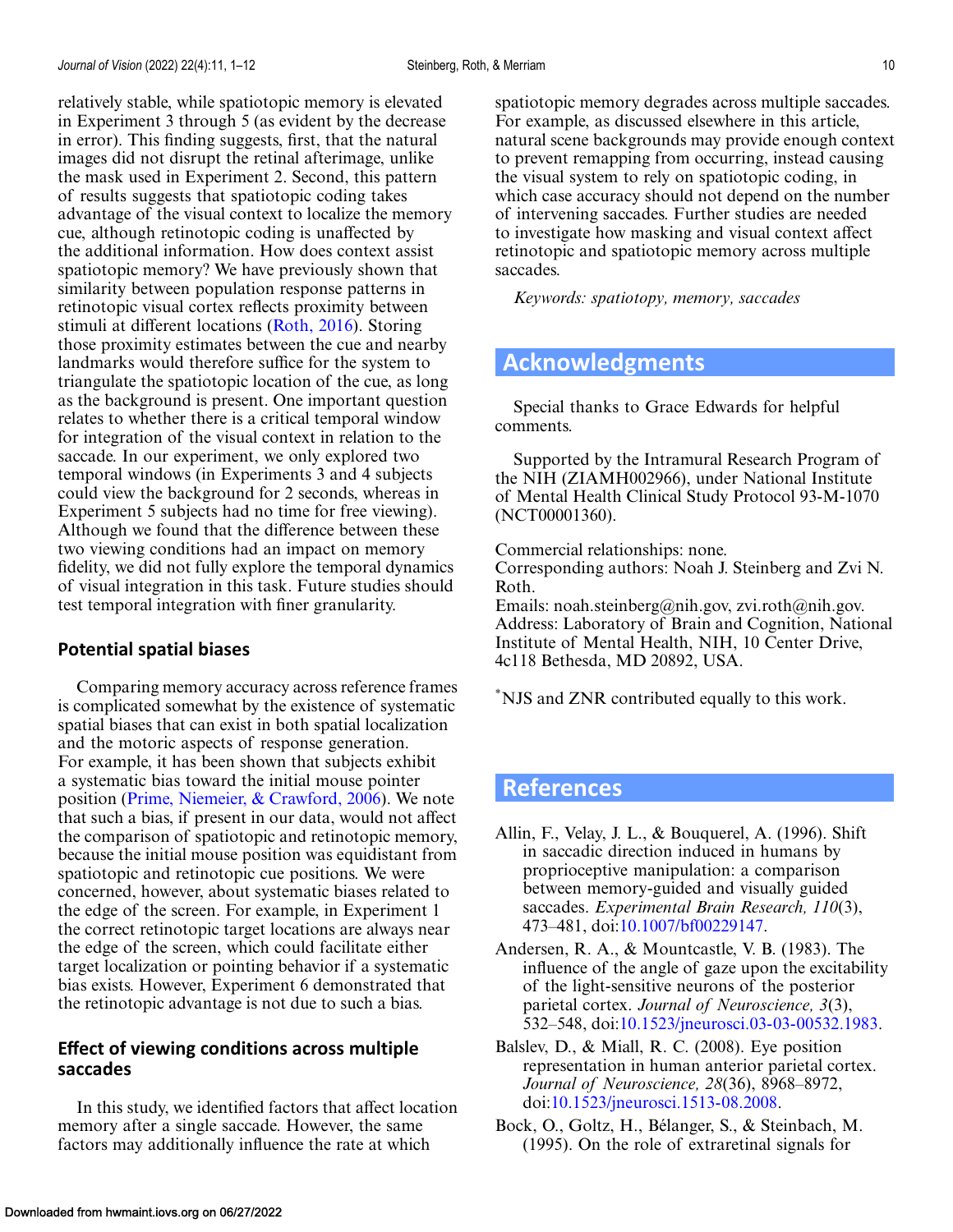relatively stable, while spatiotopic memory is elevated in Experiment 3 through 5 (as evident by the decrease in error). This finding suggests, first, that the natural images did not disrupt the retinal afterimage, unlike the mask used in Experiment 2. Second, this pattern of results suggests that spatiotopic coding takes advantage of the visual context to localize the memory cue, although retinotopic coding is unaffected by the additional information. How does context assist spatiotopic memory? We have previously shown that similarity between population response patterns in retinotopic visual cortex reflects proximity between stimuli at different locations (Roth, 2016). Storing those proximity estimates between the cue and nearby landmarks would therefore suffice for the system to triangulate the spatiotopic location of the cue, as long as the background is present. One important question relates to whether there is a critical temporal window for integration of the visual context in relation to the saccade. In our experiment, we only explored two temporal windows (in Experiments 3 and 4 subjects could view the background for 2 seconds, whereas in Experiment 5 subjects had no time for free viewing). Although we found that the difference between these two viewing conditions had an impact on memory fidelity, we did not fully explore the temporal dynamics of visual integration in this task. Future studies should test temporal integration with finer granularity.

### Potential spatial biases

Comparing memory accuracy across reference frames is complicated somewhat by the existence of systematic spatial biases that can exist in both spatial localization and the motoric aspects of response generation. For example, it has been shown that subjects exhibit a systematic bias toward the initial mouse pointer position (Prime, Niemeier, & Crawford, 2006). We note that such a bias, if present in our data, would not affect the comparison of spatiotopic and retinotopic memory, because the initial mouse position was equidistant from spatiotopic and retinotopic cue positions. We were concerned, however, about systematic biases related to the edge of the screen. For example, in Experiment 1 the correct retinotopic target locations are always near the edge of the screen, which could facilitate either target localization or pointing behavior if a systematic bias exists. However, Experiment 6 demonstrated that the retinotopic advantage is not due to such a bias.

### Effect of viewing conditions across multiple saccades

In this study, we identified factors that affect location memory after a single saccade. However, the same factors may additionally influence the rate at which spatiotopic memory degrades across multiple saccades. For example, as discussed elsewhere in this article, natural scene backgrounds may provide enough context to prevent remapping from occurring, instead causing the visual system to rely on spatiotopic coding, in which case accuracy should not depend on the number of intervening saccades. Further studies are needed to investigate how masking and visual context affect retinotopic and spatiotopic memory across multiple saccades.

*Keywords: spatiotopy, memory, saccades*

## Acknowledgments

Special thanks to Grace Edwards for helpful comments.

Supported by the Intramural Research Program of the NIH (ZIAMH002966), under National Institute of Mental Health Clinical Study Protocol 93-M-1070 (NCT00001360).

Commercial relationships: none.
Corresponding authors: Noah J. Steinberg and Zvi N. Roth.
Emails: noah.steinberg@nih.gov, zvi.roth@nih.gov.
Address: Laboratory of Brain and Cognition, National Institute of Mental Health, NIH, 10 Center Drive, 4c118 Bethesda, MD 20892, USA.

*NJS and ZNR contributed equally to this work.

## References

Allin, F., Velay, J. L., & Bouquerel, A. (1996). Shift in saccadic direction induced in humans by proprioceptive manipulation: a comparison between memory-guided and visually guided saccades. *Experimental Brain Research, 110*(3), 473–481, doi:10.1007/bf00229147.

Andersen, R. A., & Mountcastle, V. B. (1983). The influence of the angle of gaze upon the excitability of the light-sensitive neurons of the posterior parietal cortex. *Journal of Neuroscience, 3*(3), 532–548, doi:10.1523/jneurosci.03-03-00532.1983.

Balslev, D., & Miall, R. C. (2008). Eye position representation in human anterior parietal cortex. *Journal of Neuroscience, 28*(36), 8968–8972, doi:10.1523/jneurosci.1513-08.2008.

Bock, O., Goltz, H., Bélanger, S., & Steinbach, M. (1995). On the role of extraretinal signals for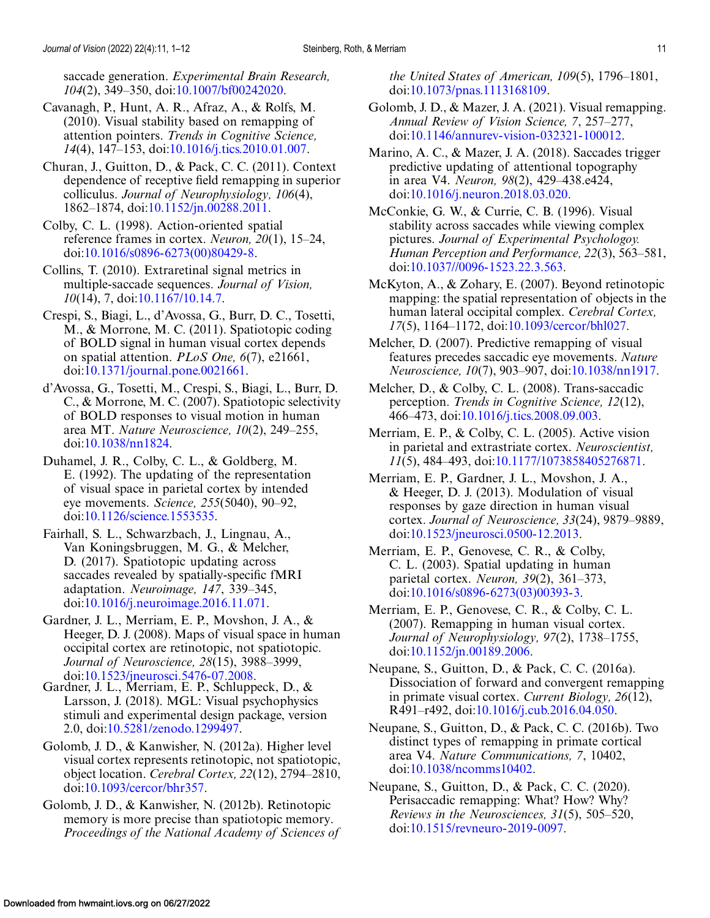saccade generation. *Experimental Brain Research, 104*(2), 349–350, doi:10.1007/bf00242020.

Cavanagh, P., Hunt, A. R., Afraz, A., & Rolfs, M. (2010). Visual stability based on remapping of attention pointers. *Trends in Cognitive Science, 14*(4), 147–153, doi:10.1016/j.tics.2010.01.007.

Churan, J., Guitton, D., & Pack, C. C. (2011). Context dependence of receptive field remapping in superior colliculus. *Journal of Neurophysiology, 106*(4), 1862–1874, doi:10.1152/jn.00288.2011.

Colby, C. L. (1998). Action-oriented spatial reference frames in cortex. *Neuron, 20*(1), 15–24, doi:10.1016/s0896-6273(00)80429-8.

Collins, T. (2010). Extraretinal signal metrics in multiple-saccade sequences. *Journal of Vision, 10*(14), 7, doi:10.1167/10.14.7.

Crespi, S., Biagi, L., d'Avossa, G., Burr, D. C., Tosetti, M., & Morrone, M. C. (2011). Spatiotopic coding of BOLD signal in human visual cortex depends on spatial attention. *PLoS One, 6*(7), e21661, doi:10.1371/journal.pone.0021661.

d'Avossa, G., Tosetti, M., Crespi, S., Biagi, L., Burr, D. C., & Morrone, M. C. (2007). Spatiotopic selectivity of BOLD responses to visual motion in human area MT. *Nature Neuroscience, 10*(2), 249–255, doi:10.1038/nn1824.

Duhamel, J. R., Colby, C. L., & Goldberg, M. E. (1992). The updating of the representation of visual space in parietal cortex by intended eye movements. *Science, 255*(5040), 90–92, doi:10.1126/science.1553535.

Fairhall, S. L., Schwarzbach, J., Lingnau, A., Van Koningsbruggen, M. G., & Melcher, D. (2017). Spatiotopic updating across saccades revealed by spatially-specific fMRI adaptation. *Neuroimage, 147*, 339–345, doi:10.1016/j.neuroimage.2016.11.071.

Gardner, J. L., Merriam, E. P., Movshon, J. A., & Heeger, D. J. (2008). Maps of visual space in human occipital cortex are retinotopic, not spatiotopic. *Journal of Neuroscience, 28*(15), 3988–3999, doi:10.1523/jneurosci.5476-07.2008.

Gardner, J. L., Merriam, E. P., Schluppeck, D., & Larsson, J. (2018). MGL: Visual psychophysics stimuli and experimental design package, version 2.0, doi:10.5281/zenodo.1299497.

Golomb, J. D., & Kanwisher, N. (2012a). Higher level visual cortex represents retinotopic, not spatiotopic, object location. *Cerebral Cortex, 22*(12), 2794–2810, doi:10.1093/cercor/bhr357.

Golomb, J. D., & Kanwisher, N. (2012b). Retinotopic memory is more precise than spatiotopic memory. *Proceedings of the National Academy of Sciences of the United States of American, 109*(5), 1796–1801, doi:10.1073/pnas.1113168109.

Golomb, J. D., & Mazer, J. A. (2021). Visual remapping. *Annual Review of Vision Science, 7*, 257–277, doi:10.1146/annurev-vision-032321-100012.

Marino, A. C., & Mazer, J. A. (2018). Saccades trigger predictive updating of attentional topography in area V4. *Neuron, 98*(2), 429–438.e424, doi:10.1016/j.neuron.2018.03.020.

McConkie, G. W., & Currie, C. B. (1996). Visual stability across saccades while viewing complex pictures. *Journal of Experimental Psychology. Human Perception and Performance, 22*(3), 563–581, doi:10.1037//0096-1523.22.3.563.

McKyton, A., & Zohary, E. (2007). Beyond retinotopic mapping: the spatial representation of objects in the human lateral occipital complex. *Cerebral Cortex, 17*(5), 1164–1172, doi:10.1093/cercor/bhl027.

Melcher, D. (2007). Predictive remapping of visual features precedes saccadic eye movements. *Nature Neuroscience, 10*(7), 903–907, doi:10.1038/nn1917.

Melcher, D., & Colby, C. L. (2008). Trans-saccadic perception. *Trends in Cognitive Science, 12*(12), 466–473, doi:10.1016/j.tics.2008.09.003.

Merriam, E. P., & Colby, C. L. (2005). Active vision in parietal and extrastriate cortex. *Neuroscientist, 11*(5), 484–493, doi:10.1177/1073858405276871.

Merriam, E. P., Gardner, J. L., Movshon, J. A., & Heeger, D. J. (2013). Modulation of visual responses by gaze direction in human visual cortex. *Journal of Neuroscience, 33*(24), 9879–9889, doi:10.1523/jneurosci.0500-12.2013.

Merriam, E. P., Genovese, C. R., & Colby, C. L. (2003). Spatial updating in human parietal cortex. *Neuron, 39*(2), 361–373, doi:10.1016/s0896-6273(03)00393-3.

Merriam, E. P., Genovese, C. R., & Colby, C. L. (2007). Remapping in human visual cortex. *Journal of Neurophysiology, 97*(2), 1738–1755, doi:10.1152/jn.00189.2006.

Neupane, S., Guitton, D., & Pack, C. C. (2016a). Dissociation of forward and convergent remapping in primate visual cortex. *Current Biology, 26*(12), R491–r492, doi:10.1016/j.cub.2016.04.050.

Neupane, S., Guitton, D., & Pack, C. C. (2016b). Two distinct types of remapping in primate cortical area V4. *Nature Communications, 7*, 10402, doi:10.1038/ncomms10402.

Neupane, S., Guitton, D., & Pack, C. C. (2020). Perisaccadic remapping: What? How? Why? *Reviews in the Neurosciences, 31*(5), 505–520, doi:10.1515/revneuro-2019-0097.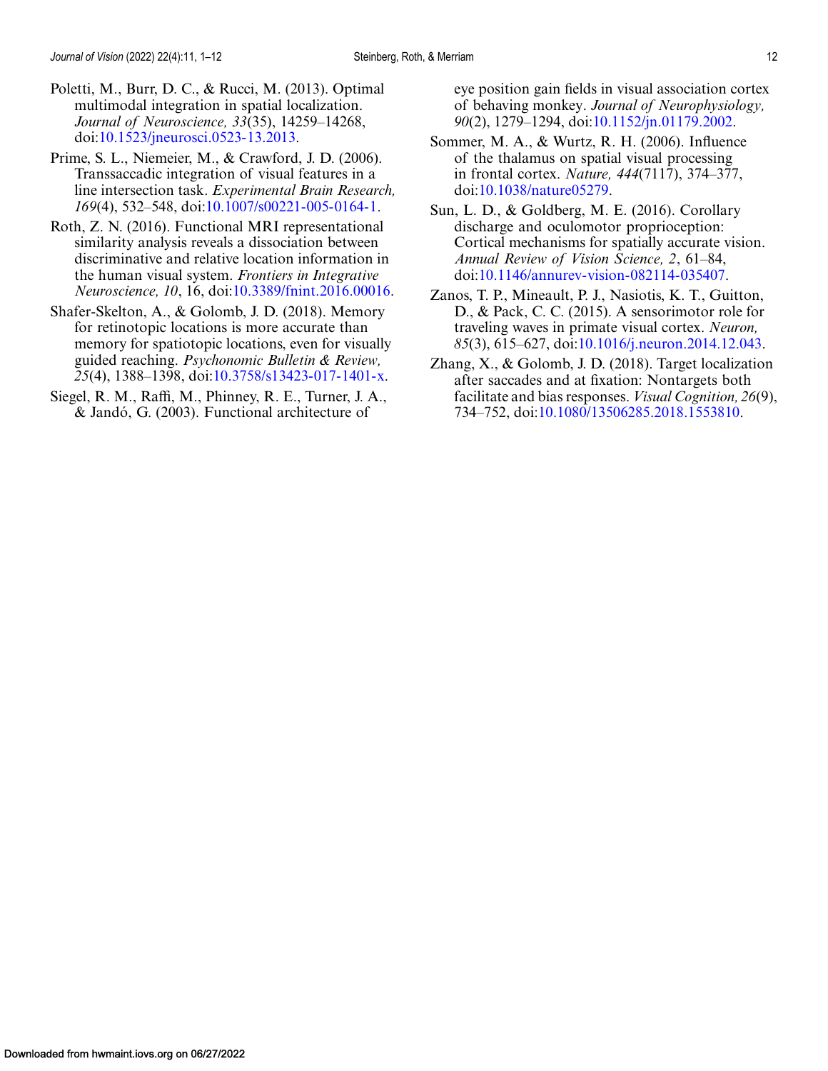Poletti, M., Burr, D. C., & Rucci, M. (2013). Optimal multimodal integration in spatial localization. *Journal of Neuroscience, 33*(35), 14259–14268, doi:10.1523/jneurosci.0523-13.2013.

Prime, S. L., Niemeier, M., & Crawford, J. D. (2006). Transsaccadic integration of visual features in a line intersection task. *Experimental Brain Research, 169*(4), 532–548, doi:10.1007/s00221-005-0164-1.

Roth, Z. N. (2016). Functional MRI representational similarity analysis reveals a dissociation between discriminative and relative location information in the human visual system. *Frontiers in Integrative Neuroscience, 10*, 16, doi:10.3389/fnint.2016.00016.

Shafer-Skelton, A., & Golomb, J. D. (2018). Memory for retinotopic locations is more accurate than memory for spatiotopic locations, even for visually guided reaching. *Psychonomic Bulletin & Review, 25*(4), 1388–1398, doi:10.3758/s13423-017-1401-x.

Siegel, R. M., Raffi, M., Phinney, R. E., Turner, J. A., & Jandó, G. (2003). Functional architecture of eye position gain fields in visual association cortex of behaving monkey. *Journal of Neurophysiology, 90*(2), 1279–1294, doi:10.1152/jn.01179.2002.

Sommer, M. A., & Wurtz, R. H. (2006). Influence of the thalamus on spatial visual processing in frontal cortex. *Nature, 444*(7117), 374–377, doi:10.1038/nature05279.

Sun, L. D., & Goldberg, M. E. (2016). Corollary discharge and oculomotor proprioception: Cortical mechanisms for spatially accurate vision. *Annual Review of Vision Science, 2*, 61–84, doi:10.1146/annurev-vision-082114-035407.

Zanos, T. P., Mineault, P. J., Nasiotis, K. T., Guitton, D., & Pack, C. C. (2015). A sensorimotor role for traveling waves in primate visual cortex. *Neuron, 85*(3), 615–627, doi:10.1016/j.neuron.2014.12.043.

Zhang, X., & Golomb, J. D. (2018). Target localization after saccades and at fixation: Nontargets both facilitate and bias responses. *Visual Cognition, 26*(9), 734–752, doi:10.1080/13506285.2018.1553810.